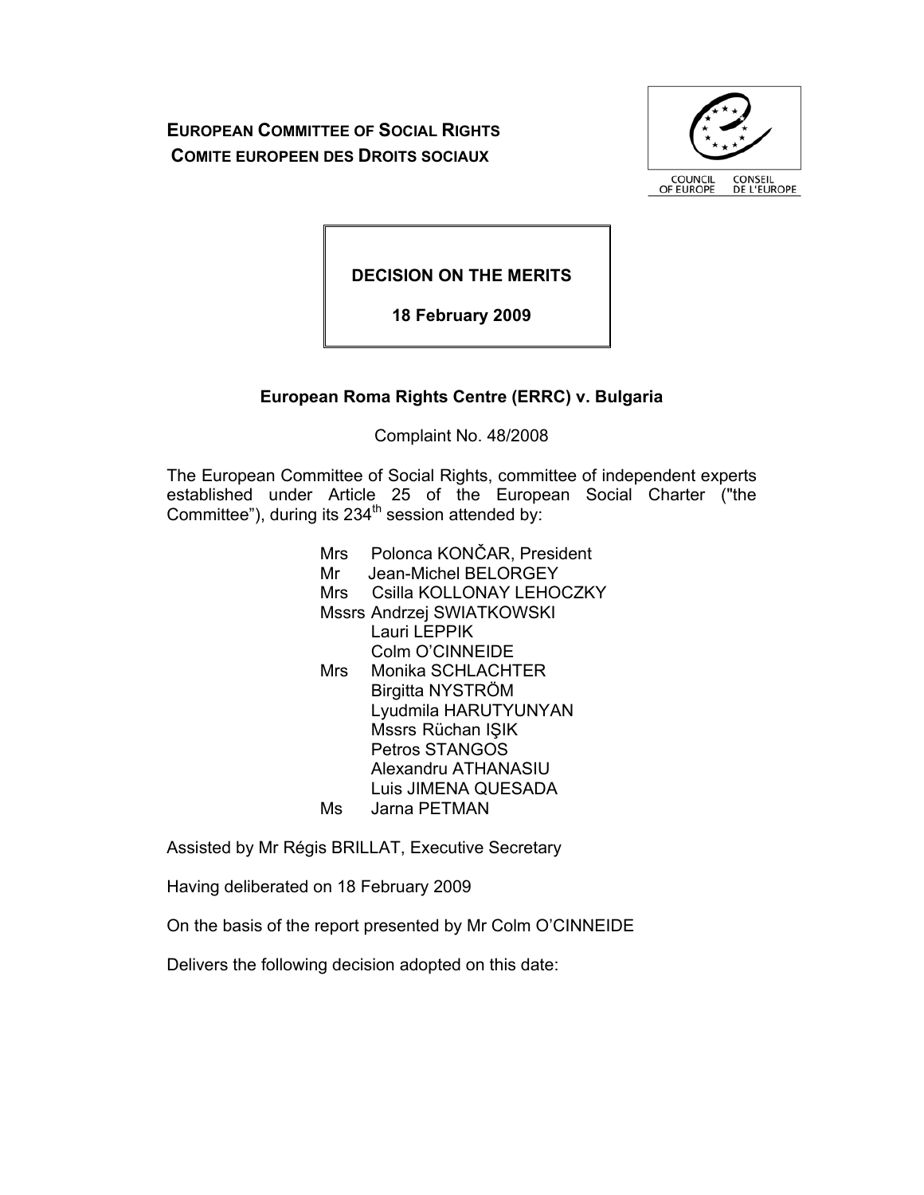**EUROPEAN COMMITTEE OF SOCIAL RIGHTS**
**COMITE EUROPEEN DES DROITS SOCIAUX**

COUNCIL OF EUROPE CONSEIL DE L'EUROPE

**DECISION ON THE MERITS**

**18 February 2009**

## European Roma Rights Centre (ERRC) v. Bulgaria

Complaint No. 48/2008

The European Committee of Social Rights, committee of independent experts established under Article 25 of the European Social Charter ("the Committee"), during its 234th session attended by:

Mrs Polonca KONČAR, President
Mr Jean-Michel BELORGEY
Mrs Csilla KOLLONAY LEHOCZKY
Mssrs Andrzej SWIATKOWSKI
Lauri LEPPIK
Colm O'CINNEIDE
Mrs Monika SCHLACHTER
Birgitta NYSTRÖM
Lyudmila HARUTYUNYAN
Mssrs Rüchan IŞIK
Petros STANGOS
Alexandru ATHANASIU
Luis JIMENA QUESADA
Ms Jarna PETMAN

Assisted by Mr Régis BRILLAT, Executive Secretary

Having deliberated on 18 February 2009

On the basis of the report presented by Mr Colm O'CINNEIDE

Delivers the following decision adopted on this date: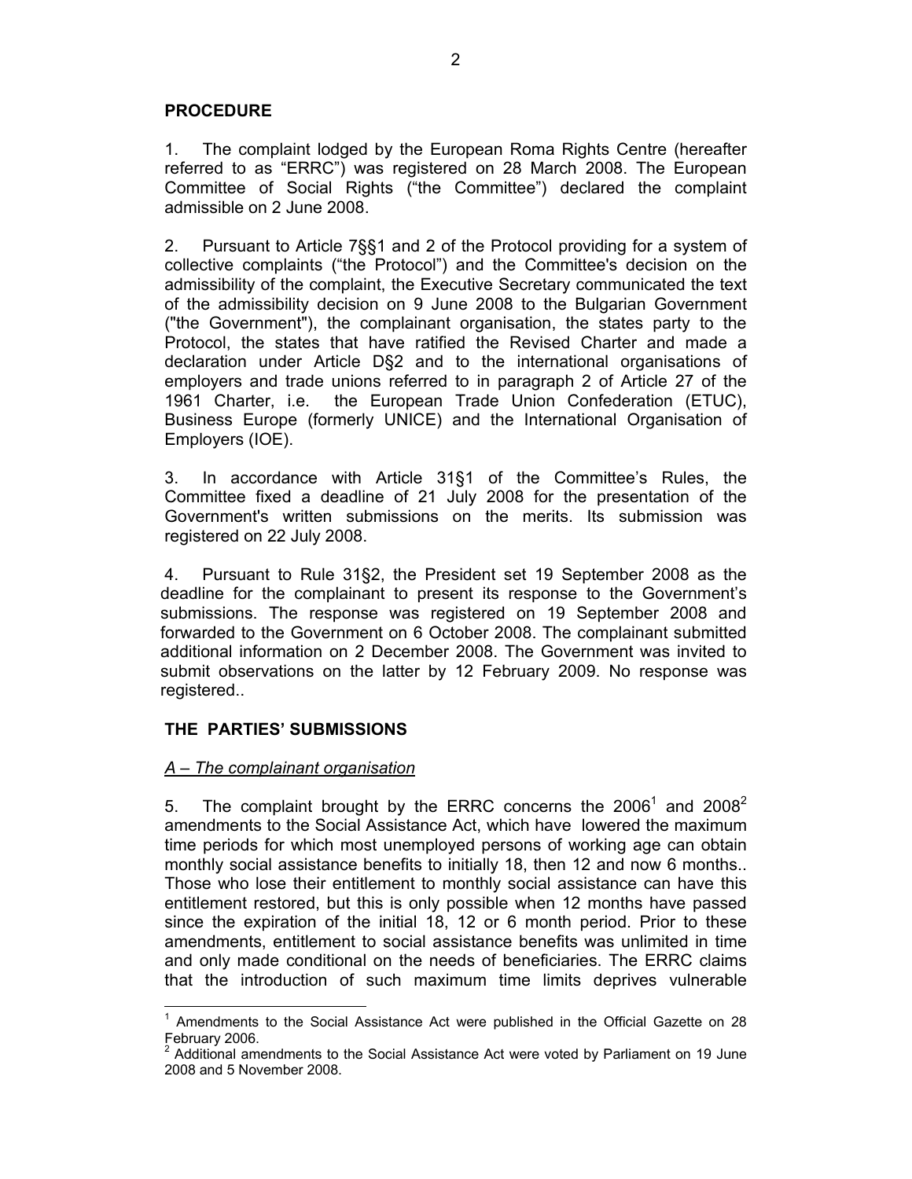## PROCEDURE

1. The complaint lodged by the European Roma Rights Centre (hereafter referred to as "ERRC") was registered on 28 March 2008. The European Committee of Social Rights ("the Committee") declared the complaint admissible on 2 June 2008.

2. Pursuant to Article 7§§1 and 2 of the Protocol providing for a system of collective complaints ("the Protocol") and the Committee's decision on the admissibility of the complaint, the Executive Secretary communicated the text of the admissibility decision on 9 June 2008 to the Bulgarian Government ("the Government"), the complainant organisation, the states party to the Protocol, the states that have ratified the Revised Charter and made a declaration under Article D§2 and to the international organisations of employers and trade unions referred to in paragraph 2 of Article 27 of the 1961 Charter, i.e. the European Trade Union Confederation (ETUC), Business Europe (formerly UNICE) and the International Organisation of Employers (IOE).

3. In accordance with Article 31§1 of the Committee's Rules, the Committee fixed a deadline of 21 July 2008 for the presentation of the Government's written submissions on the merits. Its submission was registered on 22 July 2008.

4. Pursuant to Rule 31§2, the President set 19 September 2008 as the deadline for the complainant to present its response to the Government's submissions. The response was registered on 19 September 2008 and forwarded to the Government on 6 October 2008. The complainant submitted additional information on 2 December 2008. The Government was invited to submit observations on the latter by 12 February 2009. No response was registered..

## THE PARTIES' SUBMISSIONS

### *A – The complainant organisation*

5. The complaint brought by the ERRC concerns the 2006[1] and 2008[2] amendments to the Social Assistance Act, which have lowered the maximum time periods for which most unemployed persons of working age can obtain monthly social assistance benefits to initially 18, then 12 and now 6 months.. Those who lose their entitlement to monthly social assistance can have this entitlement restored, but this is only possible when 12 months have passed since the expiration of the initial 18, 12 or 6 month period. Prior to these amendments, entitlement to social assistance benefits was unlimited in time and only made conditional on the needs of beneficiaries. The ERRC claims that the introduction of such maximum time limits deprives vulnerable

---

[1] Amendments to the Social Assistance Act were published in the Official Gazette on 28 February 2006.

[2] Additional amendments to the Social Assistance Act were voted by Parliament on 19 June 2008 and 5 November 2008.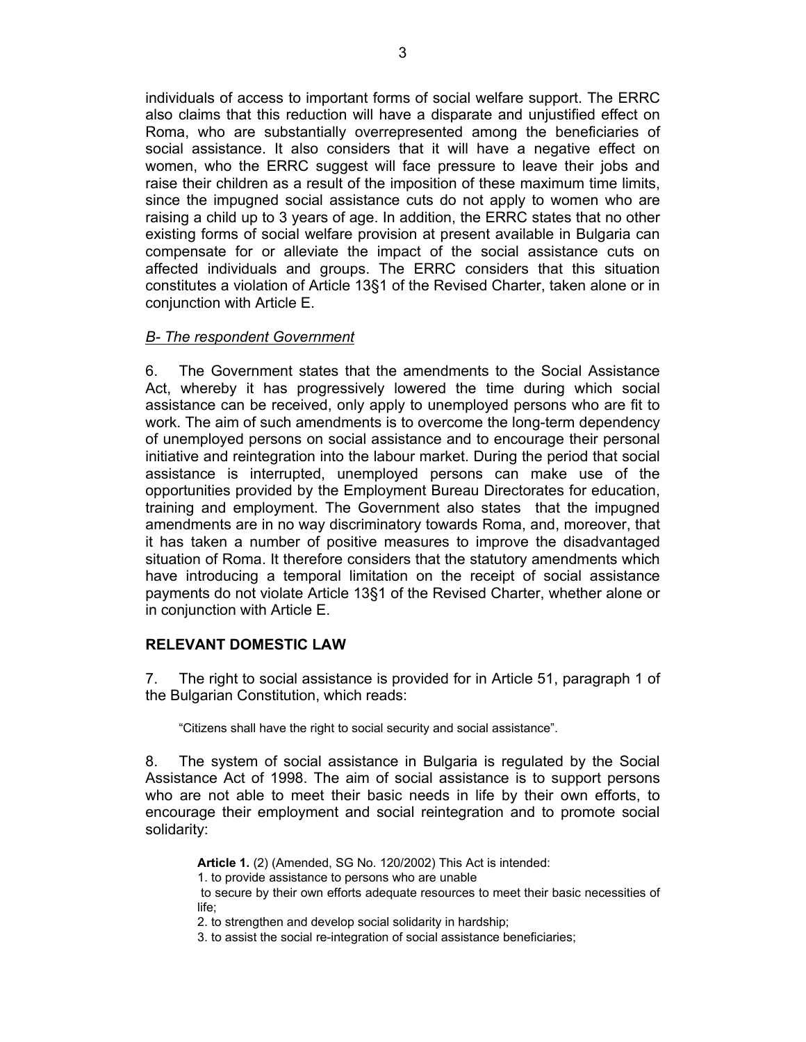individuals of access to important forms of social welfare support. The ERRC also claims that this reduction will have a disparate and unjustified effect on Roma, who are substantially overrepresented among the beneficiaries of social assistance. It also considers that it will have a negative effect on women, who the ERRC suggest will face pressure to leave their jobs and raise their children as a result of the imposition of these maximum time limits, since the impugned social assistance cuts do not apply to women who are raising a child up to 3 years of age. In addition, the ERRC states that no other existing forms of social welfare provision at present available in Bulgaria can compensate for or alleviate the impact of the social assistance cuts on affected individuals and groups. The ERRC considers that this situation constitutes a violation of Article 13§1 of the Revised Charter, taken alone or in conjunction with Article E.

*B- The respondent Government*

6. The Government states that the amendments to the Social Assistance Act, whereby it has progressively lowered the time during which social assistance can be received, only apply to unemployed persons who are fit to work. The aim of such amendments is to overcome the long-term dependency of unemployed persons on social assistance and to encourage their personal initiative and reintegration into the labour market. During the period that social assistance is interrupted, unemployed persons can make use of the opportunities provided by the Employment Bureau Directorates for education, training and employment. The Government also states that the impugned amendments are in no way discriminatory towards Roma, and, moreover, that it has taken a number of positive measures to improve the disadvantaged situation of Roma. It therefore considers that the statutory amendments which have introducing a temporal limitation on the receipt of social assistance payments do not violate Article 13§1 of the Revised Charter, whether alone or in conjunction with Article E.

## RELEVANT DOMESTIC LAW

7. The right to social assistance is provided for in Article 51, paragraph 1 of the Bulgarian Constitution, which reads:

> "Citizens shall have the right to social security and social assistance".

8. The system of social assistance in Bulgaria is regulated by the Social Assistance Act of 1998. The aim of social assistance is to support persons who are not able to meet their basic needs in life by their own efforts, to encourage their employment and social reintegration and to promote social solidarity:

> **Article 1.** (2) (Amended, SG No. 120/2002) This Act is intended:
>
> 1. to provide assistance to persons who are unable to secure by their own efforts adequate resources to meet their basic necessities of life;
> 2. to strengthen and develop social solidarity in hardship;
> 3. to assist the social re-integration of social assistance beneficiaries;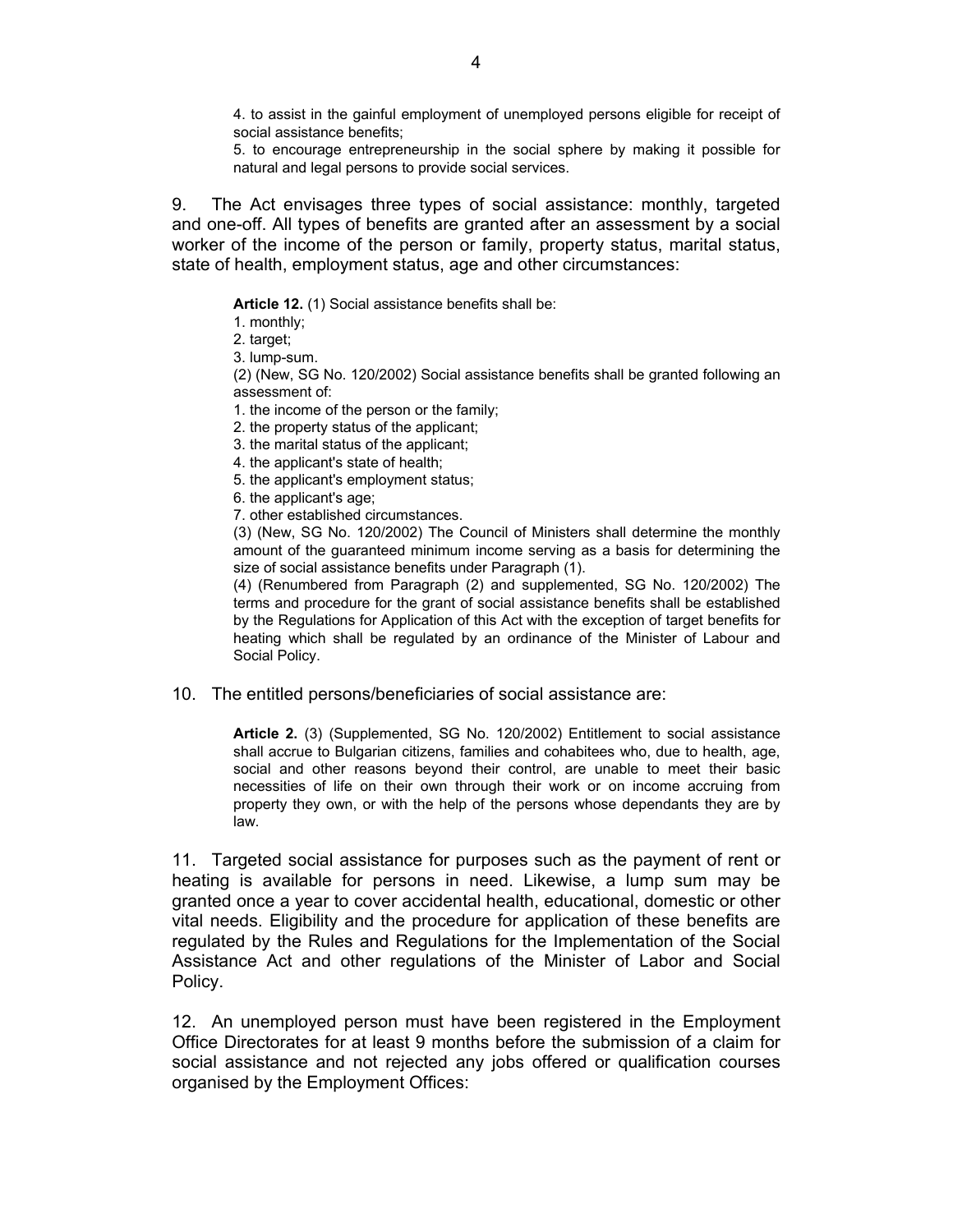4. to assist in the gainful employment of unemployed persons eligible for receipt of social assistance benefits;

5. to encourage entrepreneurship in the social sphere by making it possible for natural and legal persons to provide social services.

9. The Act envisages three types of social assistance: monthly, targeted and one-off. All types of benefits are granted after an assessment by a social worker of the income of the person or family, property status, marital status, state of health, employment status, age and other circumstances:

> **Article 12.** (1) Social assistance benefits shall be:
> 1. monthly;
> 2. target;
> 3. lump-sum.
>
> (2) (New, SG No. 120/2002) Social assistance benefits shall be granted following an assessment of:
> 1. the income of the person or the family;
> 2. the property status of the applicant;
> 3. the marital status of the applicant;
> 4. the applicant's state of health;
> 5. the applicant's employment status;
> 6. the applicant's age;
> 7. other established circumstances.
>
> (3) (New, SG No. 120/2002) The Council of Ministers shall determine the monthly amount of the guaranteed minimum income serving as a basis for determining the size of social assistance benefits under Paragraph (1).
>
> (4) (Renumbered from Paragraph (2) and supplemented, SG No. 120/2002) The terms and procedure for the grant of social assistance benefits shall be established by the Regulations for Application of this Act with the exception of target benefits for heating which shall be regulated by an ordinance of the Minister of Labour and Social Policy.

10. The entitled persons/beneficiaries of social assistance are:

> **Article 2.** (3) (Supplemented, SG No. 120/2002) Entitlement to social assistance shall accrue to Bulgarian citizens, families and cohabitees who, due to health, age, social and other reasons beyond their control, are unable to meet their basic necessities of life on their own through their work or on income accruing from property they own, or with the help of the persons whose dependants they are by law.

11. Targeted social assistance for purposes such as the payment of rent or heating is available for persons in need. Likewise, a lump sum may be granted once a year to cover accidental health, educational, domestic or other vital needs. Eligibility and the procedure for application of these benefits are regulated by the Rules and Regulations for the Implementation of the Social Assistance Act and other regulations of the Minister of Labor and Social Policy.

12. An unemployed person must have been registered in the Employment Office Directorates for at least 9 months before the submission of a claim for social assistance and not rejected any jobs offered or qualification courses organised by the Employment Offices: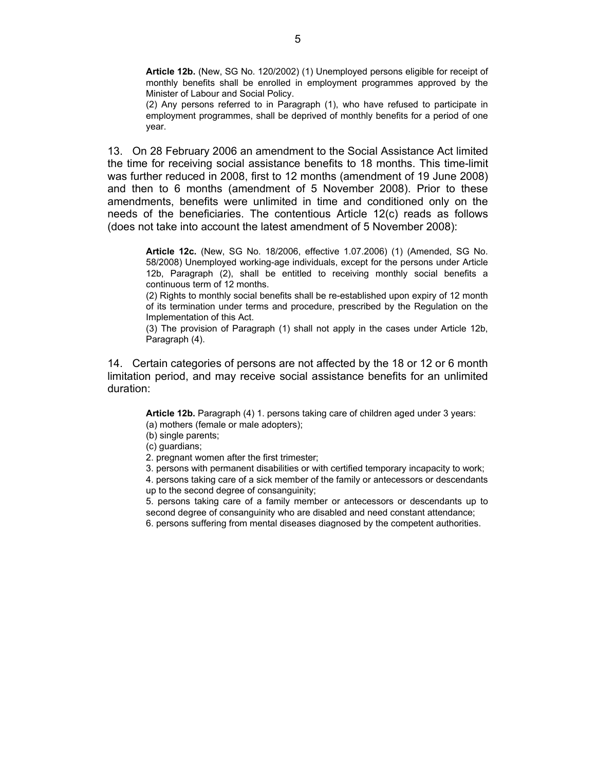> **Article 12b.** (New, SG No. 120/2002) (1) Unemployed persons eligible for receipt of monthly benefits shall be enrolled in employment programmes approved by the Minister of Labour and Social Policy.
>
> (2) Any persons referred to in Paragraph (1), who have refused to participate in employment programmes, shall be deprived of monthly benefits for a period of one year.

13. On 28 February 2006 an amendment to the Social Assistance Act limited the time for receiving social assistance benefits to 18 months. This time-limit was further reduced in 2008, first to 12 months (amendment of 19 June 2008) and then to 6 months (amendment of 5 November 2008). Prior to these amendments, benefits were unlimited in time and conditioned only on the needs of the beneficiaries. The contentious Article 12(c) reads as follows (does not take into account the latest amendment of 5 November 2008):

> **Article 12c.** (New, SG No. 18/2006, effective 1.07.2006) (1) (Amended, SG No. 58/2008) Unemployed working-age individuals, except for the persons under Article 12b, Paragraph (2), shall be entitled to receiving monthly social benefits a continuous term of 12 months.
>
> (2) Rights to monthly social benefits shall be re-established upon expiry of 12 month of its termination under terms and procedure, prescribed by the Regulation on the Implementation of this Act.
>
> (3) The provision of Paragraph (1) shall not apply in the cases under Article 12b, Paragraph (4).

14. Certain categories of persons are not affected by the 18 or 12 or 6 month limitation period, and may receive social assistance benefits for an unlimited duration:

> **Article 12b.** Paragraph (4) 1. persons taking care of children aged under 3 years:
>
> (a) mothers (female or male adopters);
>
> (b) single parents;
>
> (c) guardians;
>
> 2. pregnant women after the first trimester;
>
> 3. persons with permanent disabilities or with certified temporary incapacity to work;
>
> 4. persons taking care of a sick member of the family or antecessors or descendants up to the second degree of consanguinity;
>
> 5. persons taking care of a family member or antecessors or descendants up to second degree of consanguinity who are disabled and need constant attendance;
>
> 6. persons suffering from mental diseases diagnosed by the competent authorities.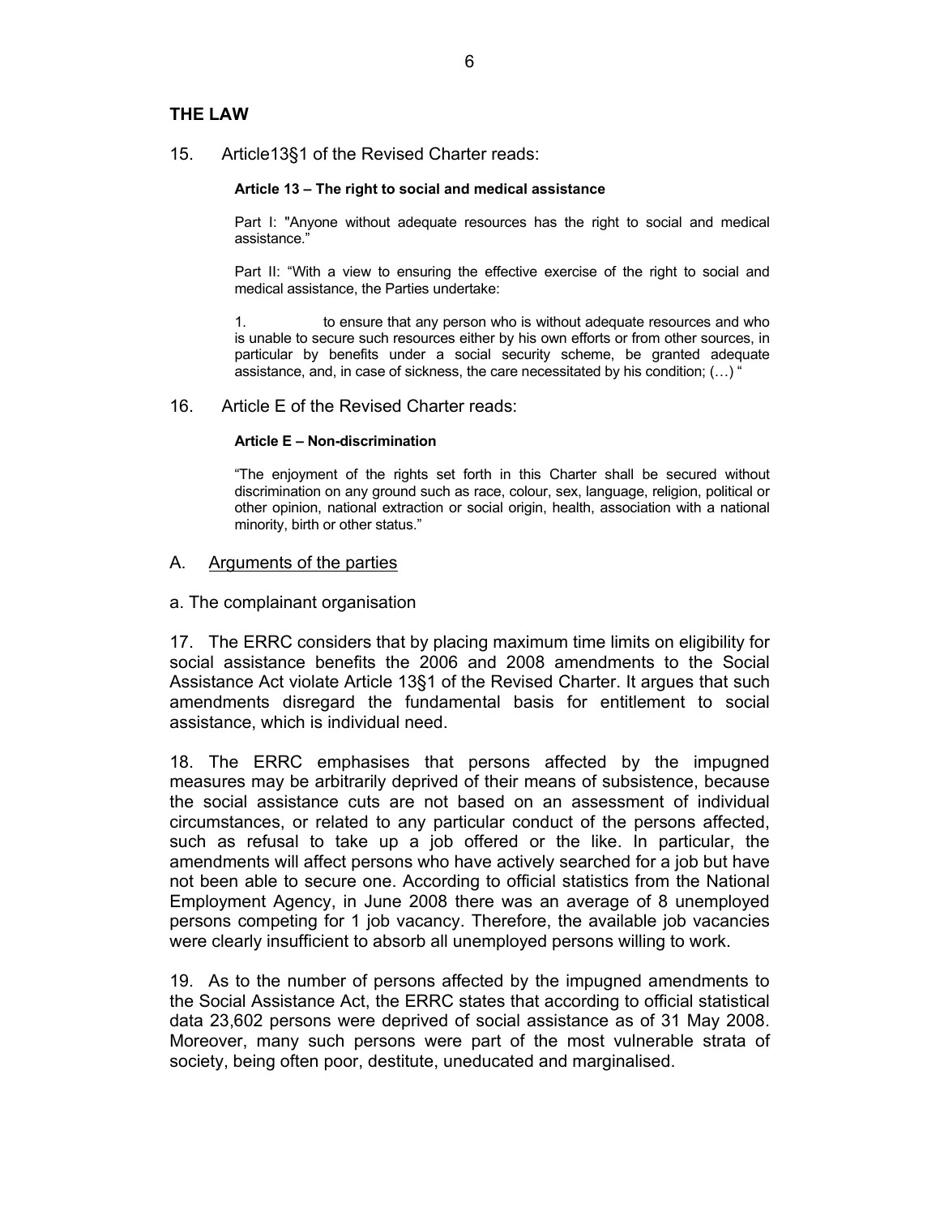## THE LAW

15. Article13§1 of the Revised Charter reads:

> **Article 13 – The right to social and medical assistance**
>
> Part I: "Anyone without adequate resources has the right to social and medical assistance."
>
> Part II: "With a view to ensuring the effective exercise of the right to social and medical assistance, the Parties undertake:
>
> 1. to ensure that any person who is without adequate resources and who is unable to secure such resources either by his own efforts or from other sources, in particular by benefits under a social security scheme, be granted adequate assistance, and, in case of sickness, the care necessitated by his condition; (…) "

16. Article E of the Revised Charter reads:

> **Article E – Non-discrimination**
>
> "The enjoyment of the rights set forth in this Charter shall be secured without discrimination on any ground such as race, colour, sex, language, religion, political or other opinion, national extraction or social origin, health, association with a national minority, birth or other status."

### A. Arguments of the parties

#### a. The complainant organisation

17. The ERRC considers that by placing maximum time limits on eligibility for social assistance benefits the 2006 and 2008 amendments to the Social Assistance Act violate Article 13§1 of the Revised Charter. It argues that such amendments disregard the fundamental basis for entitlement to social assistance, which is individual need.

18. The ERRC emphasises that persons affected by the impugned measures may be arbitrarily deprived of their means of subsistence, because the social assistance cuts are not based on an assessment of individual circumstances, or related to any particular conduct of the persons affected, such as refusal to take up a job offered or the like. In particular, the amendments will affect persons who have actively searched for a job but have not been able to secure one. According to official statistics from the National Employment Agency, in June 2008 there was an average of 8 unemployed persons competing for 1 job vacancy. Therefore, the available job vacancies were clearly insufficient to absorb all unemployed persons willing to work.

19. As to the number of persons affected by the impugned amendments to the Social Assistance Act, the ERRC states that according to official statistical data 23,602 persons were deprived of social assistance as of 31 May 2008. Moreover, many such persons were part of the most vulnerable strata of society, being often poor, destitute, uneducated and marginalised.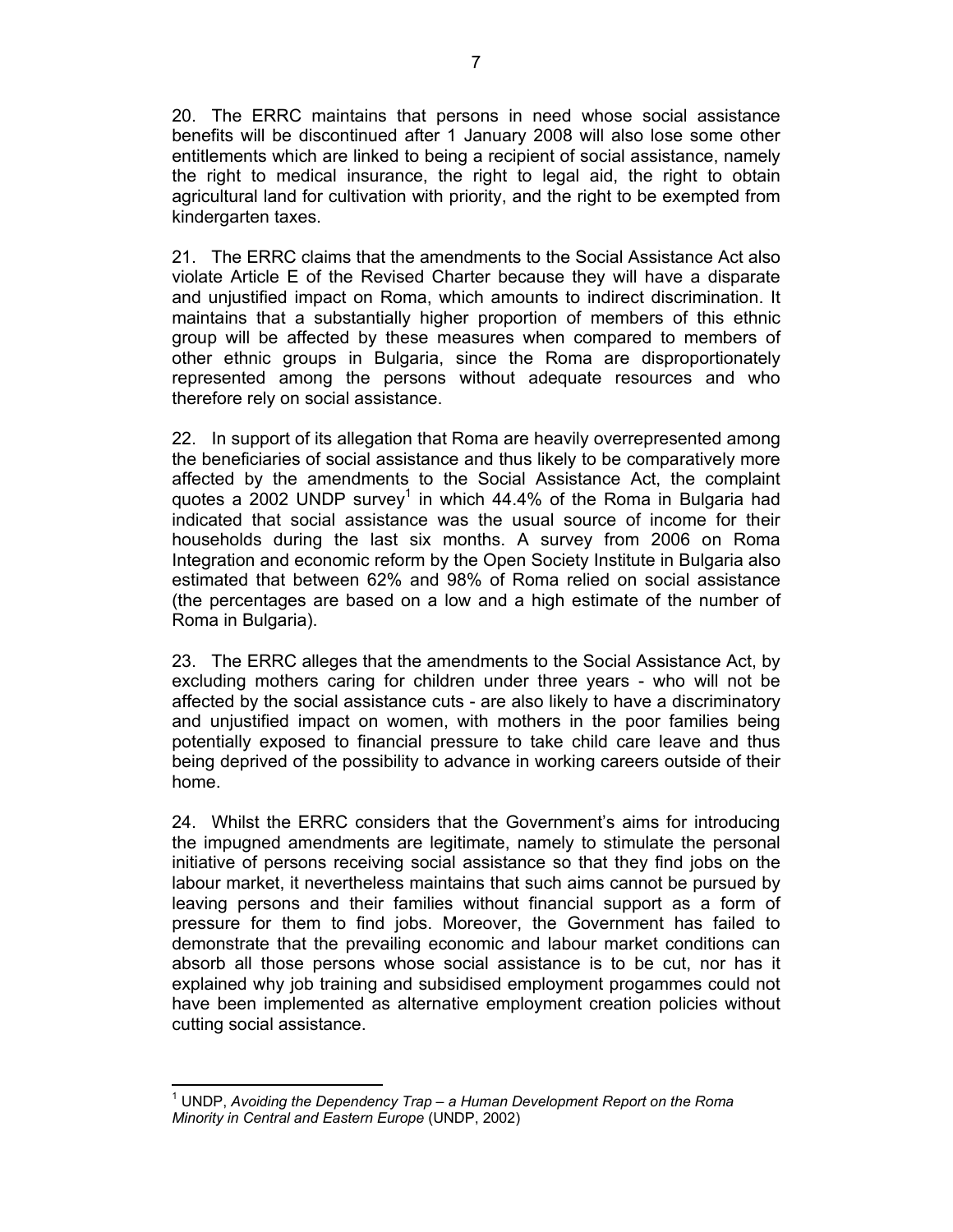20. The ERRC maintains that persons in need whose social assistance benefits will be discontinued after 1 January 2008 will also lose some other entitlements which are linked to being a recipient of social assistance, namely the right to medical insurance, the right to legal aid, the right to obtain agricultural land for cultivation with priority, and the right to be exempted from kindergarten taxes.

21. The ERRC claims that the amendments to the Social Assistance Act also violate Article E of the Revised Charter because they will have a disparate and unjustified impact on Roma, which amounts to indirect discrimination. It maintains that a substantially higher proportion of members of this ethnic group will be affected by these measures when compared to members of other ethnic groups in Bulgaria, since the Roma are disproportionately represented among the persons without adequate resources and who therefore rely on social assistance.

22. In support of its allegation that Roma are heavily overrepresented among the beneficiaries of social assistance and thus likely to be comparatively more affected by the amendments to the Social Assistance Act, the complaint quotes a 2002 UNDP survey[1] in which 44.4% of the Roma in Bulgaria had indicated that social assistance was the usual source of income for their households during the last six months. A survey from 2006 on Roma Integration and economic reform by the Open Society Institute in Bulgaria also estimated that between 62% and 98% of Roma relied on social assistance (the percentages are based on a low and a high estimate of the number of Roma in Bulgaria).

23. The ERRC alleges that the amendments to the Social Assistance Act, by excluding mothers caring for children under three years - who will not be affected by the social assistance cuts - are also likely to have a discriminatory and unjustified impact on women, with mothers in the poor families being potentially exposed to financial pressure to take child care leave and thus being deprived of the possibility to advance in working careers outside of their home.

24. Whilst the ERRC considers that the Government's aims for introducing the impugned amendments are legitimate, namely to stimulate the personal initiative of persons receiving social assistance so that they find jobs on the labour market, it nevertheless maintains that such aims cannot be pursued by leaving persons and their families without financial support as a form of pressure for them to find jobs. Moreover, the Government has failed to demonstrate that the prevailing economic and labour market conditions can absorb all those persons whose social assistance is to be cut, nor has it explained why job training and subsidised employment progammes could not have been implemented as alternative employment creation policies without cutting social assistance.

---

[1] UNDP, *Avoiding the Dependency Trap – a Human Development Report on the Roma Minority in Central and Eastern Europe* (UNDP, 2002)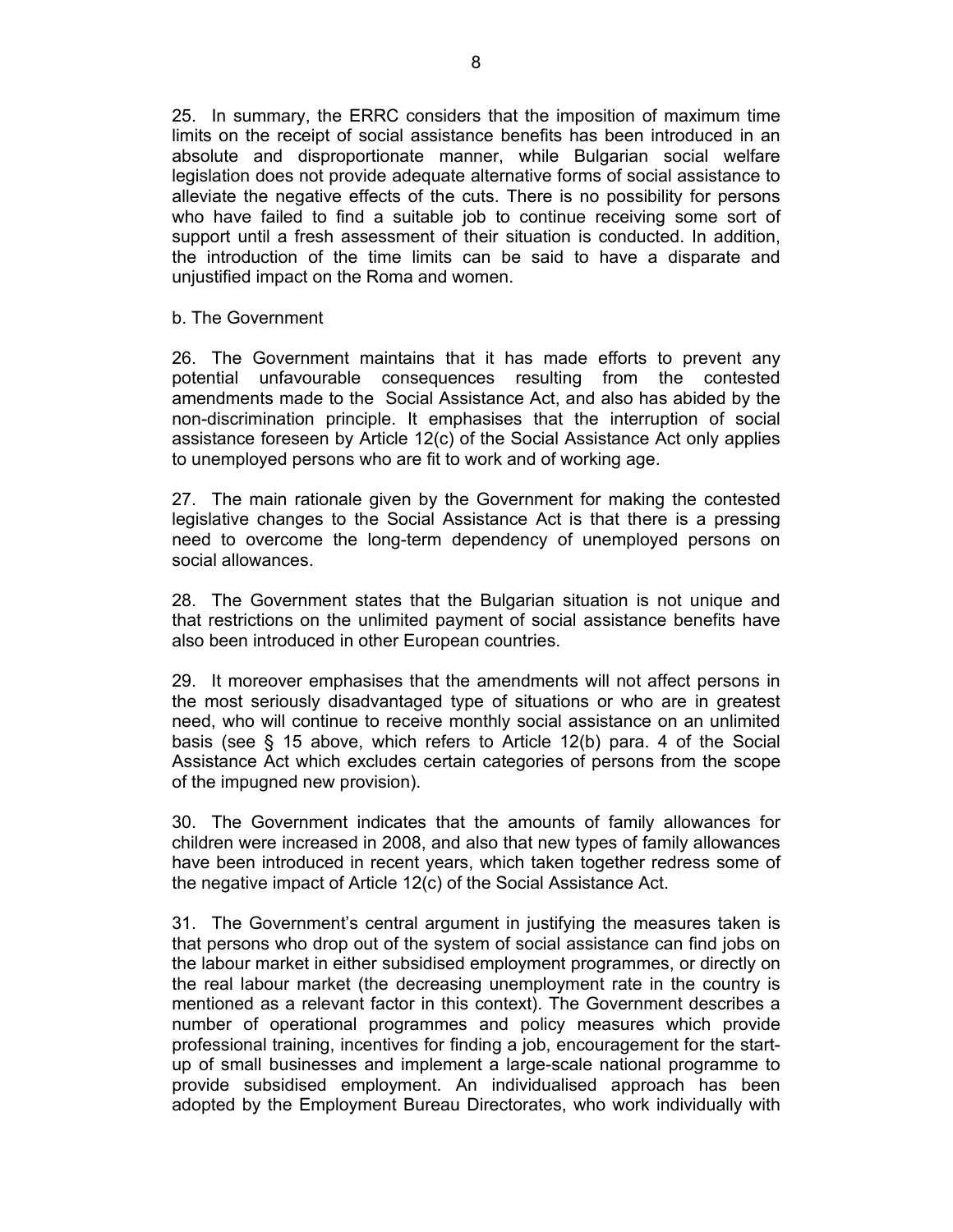25. In summary, the ERRC considers that the imposition of maximum time limits on the receipt of social assistance benefits has been introduced in an absolute and disproportionate manner, while Bulgarian social welfare legislation does not provide adequate alternative forms of social assistance to alleviate the negative effects of the cuts. There is no possibility for persons who have failed to find a suitable job to continue receiving some sort of support until a fresh assessment of their situation is conducted. In addition, the introduction of the time limits can be said to have a disparate and unjustified impact on the Roma and women.

b. The Government

26. The Government maintains that it has made efforts to prevent any potential unfavourable consequences resulting from the contested amendments made to the Social Assistance Act, and also has abided by the non-discrimination principle. It emphasises that the interruption of social assistance foreseen by Article 12(c) of the Social Assistance Act only applies to unemployed persons who are fit to work and of working age.

27. The main rationale given by the Government for making the contested legislative changes to the Social Assistance Act is that there is a pressing need to overcome the long-term dependency of unemployed persons on social allowances.

28. The Government states that the Bulgarian situation is not unique and that restrictions on the unlimited payment of social assistance benefits have also been introduced in other European countries.

29. It moreover emphasises that the amendments will not affect persons in the most seriously disadvantaged type of situations or who are in greatest need, who will continue to receive monthly social assistance on an unlimited basis (see § 15 above, which refers to Article 12(b) para. 4 of the Social Assistance Act which excludes certain categories of persons from the scope of the impugned new provision).

30. The Government indicates that the amounts of family allowances for children were increased in 2008, and also that new types of family allowances have been introduced in recent years, which taken together redress some of the negative impact of Article 12(c) of the Social Assistance Act.

31. The Government's central argument in justifying the measures taken is that persons who drop out of the system of social assistance can find jobs on the labour market in either subsidised employment programmes, or directly on the real labour market (the decreasing unemployment rate in the country is mentioned as a relevant factor in this context). The Government describes a number of operational programmes and policy measures which provide professional training, incentives for finding a job, encouragement for the start-up of small businesses and implement a large-scale national programme to provide subsidised employment. An individualised approach has been adopted by the Employment Bureau Directorates, who work individually with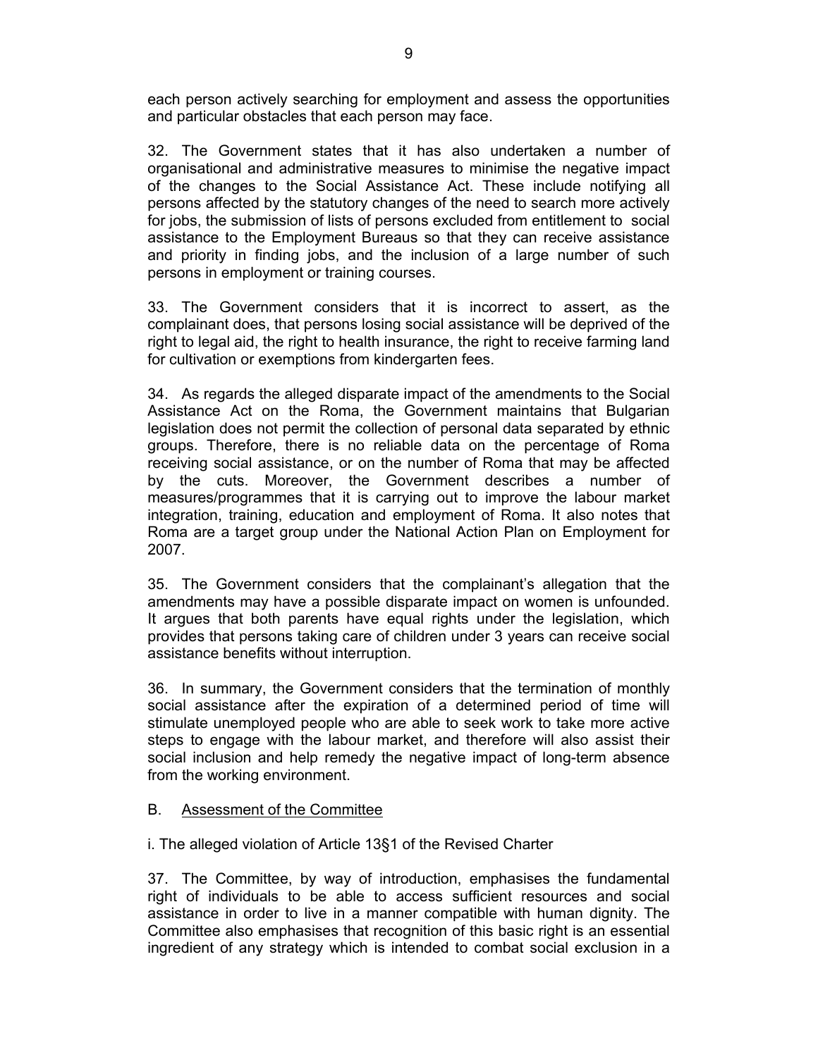each person actively searching for employment and assess the opportunities and particular obstacles that each person may face.

32. The Government states that it has also undertaken a number of organisational and administrative measures to minimise the negative impact of the changes to the Social Assistance Act. These include notifying all persons affected by the statutory changes of the need to search more actively for jobs, the submission of lists of persons excluded from entitlement to social assistance to the Employment Bureaus so that they can receive assistance and priority in finding jobs, and the inclusion of a large number of such persons in employment or training courses.

33. The Government considers that it is incorrect to assert, as the complainant does, that persons losing social assistance will be deprived of the right to legal aid, the right to health insurance, the right to receive farming land for cultivation or exemptions from kindergarten fees.

34. As regards the alleged disparate impact of the amendments to the Social Assistance Act on the Roma, the Government maintains that Bulgarian legislation does not permit the collection of personal data separated by ethnic groups. Therefore, there is no reliable data on the percentage of Roma receiving social assistance, or on the number of Roma that may be affected by the cuts. Moreover, the Government describes a number of measures/programmes that it is carrying out to improve the labour market integration, training, education and employment of Roma. It also notes that Roma are a target group under the National Action Plan on Employment for 2007.

35. The Government considers that the complainant's allegation that the amendments may have a possible disparate impact on women is unfounded. It argues that both parents have equal rights under the legislation, which provides that persons taking care of children under 3 years can receive social assistance benefits without interruption.

36. In summary, the Government considers that the termination of monthly social assistance after the expiration of a determined period of time will stimulate unemployed people who are able to seek work to take more active steps to engage with the labour market, and therefore will also assist their social inclusion and help remedy the negative impact of long-term absence from the working environment.

## B. <u>Assessment of the Committee</u>

### i. The alleged violation of Article 13§1 of the Revised Charter

37. The Committee, by way of introduction, emphasises the fundamental right of individuals to be able to access sufficient resources and social assistance in order to live in a manner compatible with human dignity. The Committee also emphasises that recognition of this basic right is an essential ingredient of any strategy which is intended to combat social exclusion in a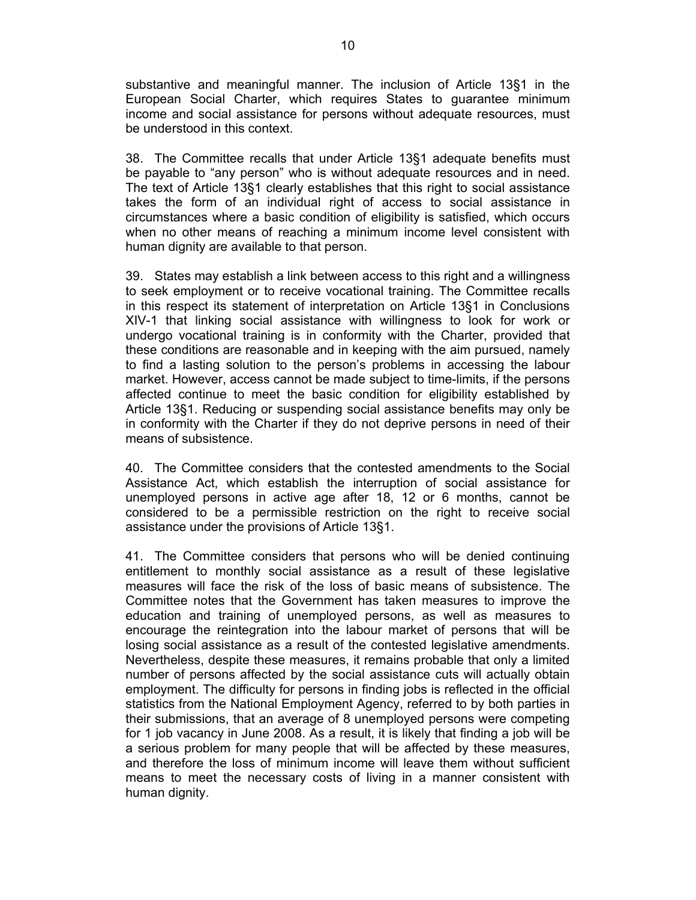substantive and meaningful manner. The inclusion of Article 13§1 in the European Social Charter, which requires States to guarantee minimum income and social assistance for persons without adequate resources, must be understood in this context.

38. The Committee recalls that under Article 13§1 adequate benefits must be payable to "any person" who is without adequate resources and in need. The text of Article 13§1 clearly establishes that this right to social assistance takes the form of an individual right of access to social assistance in circumstances where a basic condition of eligibility is satisfied, which occurs when no other means of reaching a minimum income level consistent with human dignity are available to that person.

39. States may establish a link between access to this right and a willingness to seek employment or to receive vocational training. The Committee recalls in this respect its statement of interpretation on Article 13§1 in Conclusions XIV-1 that linking social assistance with willingness to look for work or undergo vocational training is in conformity with the Charter, provided that these conditions are reasonable and in keeping with the aim pursued, namely to find a lasting solution to the person's problems in accessing the labour market. However, access cannot be made subject to time-limits, if the persons affected continue to meet the basic condition for eligibility established by Article 13§1. Reducing or suspending social assistance benefits may only be in conformity with the Charter if they do not deprive persons in need of their means of subsistence.

40. The Committee considers that the contested amendments to the Social Assistance Act, which establish the interruption of social assistance for unemployed persons in active age after 18, 12 or 6 months, cannot be considered to be a permissible restriction on the right to receive social assistance under the provisions of Article 13§1.

41. The Committee considers that persons who will be denied continuing entitlement to monthly social assistance as a result of these legislative measures will face the risk of the loss of basic means of subsistence. The Committee notes that the Government has taken measures to improve the education and training of unemployed persons, as well as measures to encourage the reintegration into the labour market of persons that will be losing social assistance as a result of the contested legislative amendments. Nevertheless, despite these measures, it remains probable that only a limited number of persons affected by the social assistance cuts will actually obtain employment. The difficulty for persons in finding jobs is reflected in the official statistics from the National Employment Agency, referred to by both parties in their submissions, that an average of 8 unemployed persons were competing for 1 job vacancy in June 2008. As a result, it is likely that finding a job will be a serious problem for many people that will be affected by these measures, and therefore the loss of minimum income will leave them without sufficient means to meet the necessary costs of living in a manner consistent with human dignity.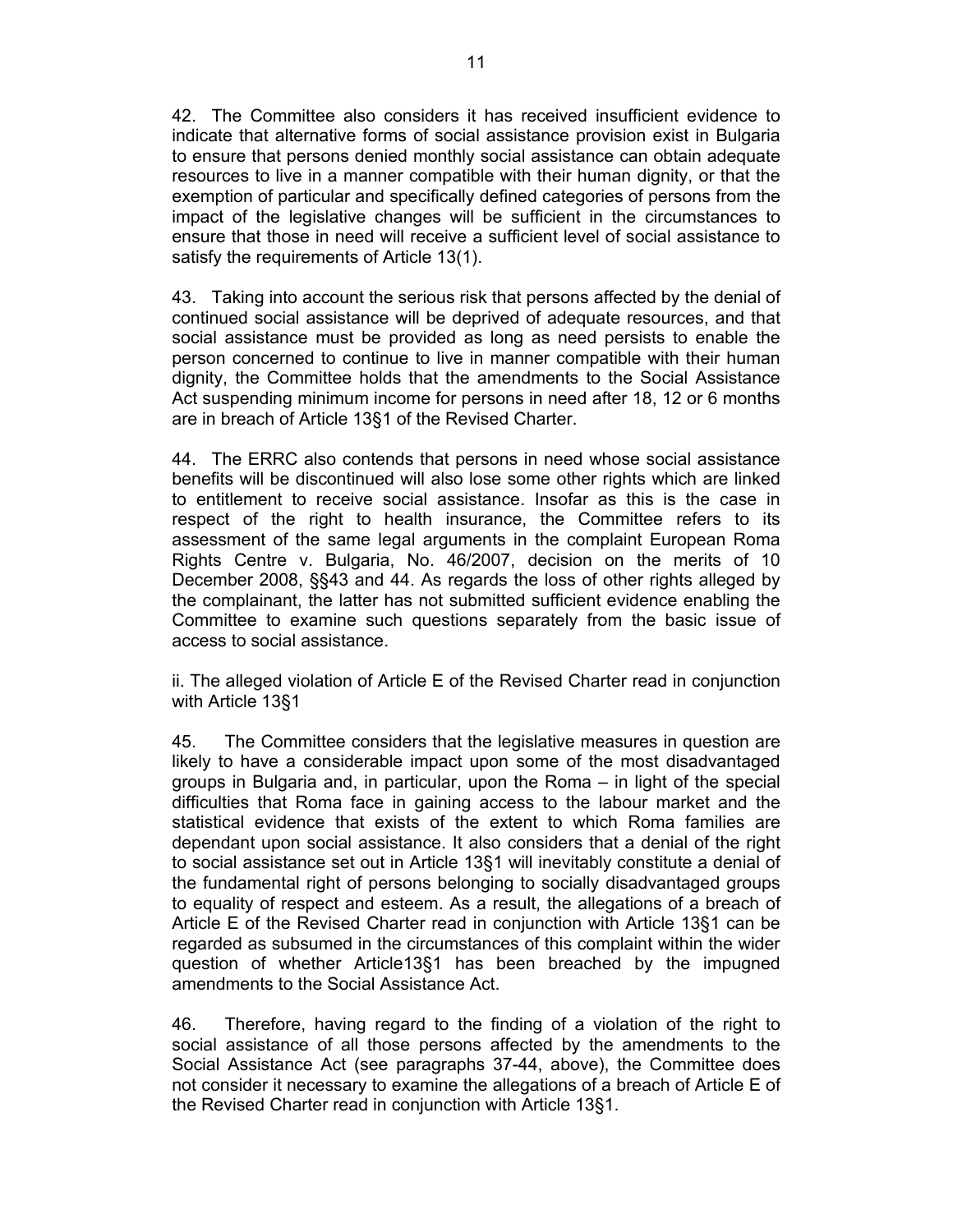42. The Committee also considers it has received insufficient evidence to indicate that alternative forms of social assistance provision exist in Bulgaria to ensure that persons denied monthly social assistance can obtain adequate resources to live in a manner compatible with their human dignity, or that the exemption of particular and specifically defined categories of persons from the impact of the legislative changes will be sufficient in the circumstances to ensure that those in need will receive a sufficient level of social assistance to satisfy the requirements of Article 13(1).

43. Taking into account the serious risk that persons affected by the denial of continued social assistance will be deprived of adequate resources, and that social assistance must be provided as long as need persists to enable the person concerned to continue to live in manner compatible with their human dignity, the Committee holds that the amendments to the Social Assistance Act suspending minimum income for persons in need after 18, 12 or 6 months are in breach of Article 13§1 of the Revised Charter.

44. The ERRC also contends that persons in need whose social assistance benefits will be discontinued will also lose some other rights which are linked to entitlement to receive social assistance. Insofar as this is the case in respect of the right to health insurance, the Committee refers to its assessment of the same legal arguments in the complaint European Roma Rights Centre v. Bulgaria, No. 46/2007, decision on the merits of 10 December 2008, §§43 and 44. As regards the loss of other rights alleged by the complainant, the latter has not submitted sufficient evidence enabling the Committee to examine such questions separately from the basic issue of access to social assistance.

ii. The alleged violation of Article E of the Revised Charter read in conjunction with Article 13§1

45. The Committee considers that the legislative measures in question are likely to have a considerable impact upon some of the most disadvantaged groups in Bulgaria and, in particular, upon the Roma – in light of the special difficulties that Roma face in gaining access to the labour market and the statistical evidence that exists of the extent to which Roma families are dependant upon social assistance. It also considers that a denial of the right to social assistance set out in Article 13§1 will inevitably constitute a denial of the fundamental right of persons belonging to socially disadvantaged groups to equality of respect and esteem. As a result, the allegations of a breach of Article E of the Revised Charter read in conjunction with Article 13§1 can be regarded as subsumed in the circumstances of this complaint within the wider question of whether Article13§1 has been breached by the impugned amendments to the Social Assistance Act.

46. Therefore, having regard to the finding of a violation of the right to social assistance of all those persons affected by the amendments to the Social Assistance Act (see paragraphs 37-44, above), the Committee does not consider it necessary to examine the allegations of a breach of Article E of the Revised Charter read in conjunction with Article 13§1.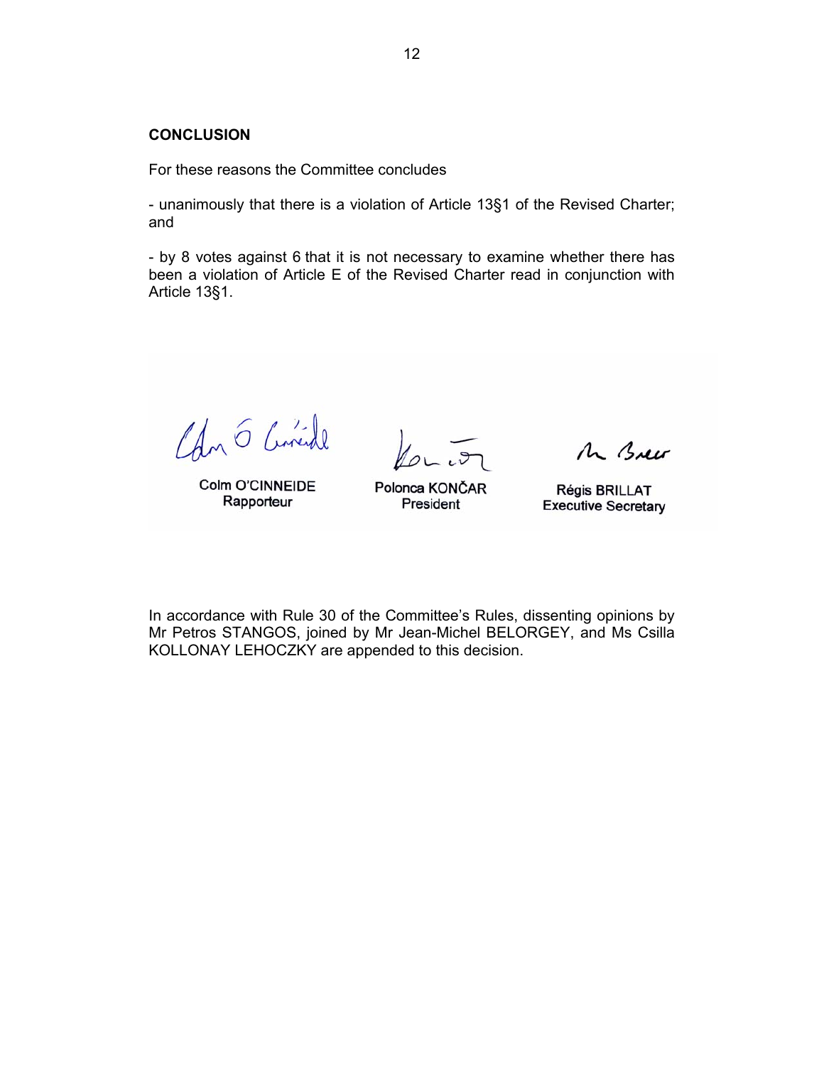## CONCLUSION

For these reasons the Committee concludes

- unanimously that there is a violation of Article 13§1 of the Revised Charter; and

- by 8 votes against 6 that it is not necessary to examine whether there has been a violation of Article E of the Revised Charter read in conjunction with Article 13§1.

| Colm O'CINNEIDE | Polonca KONČAR | Régis BRILLAT |
|---|---|---|
| Rapporteur | President | Executive Secretary |

In accordance with Rule 30 of the Committee's Rules, dissenting opinions by Mr Petros STANGOS, joined by Mr Jean-Michel BELORGEY, and Ms Csilla KOLLONAY LEHOCZKY are appended to this decision.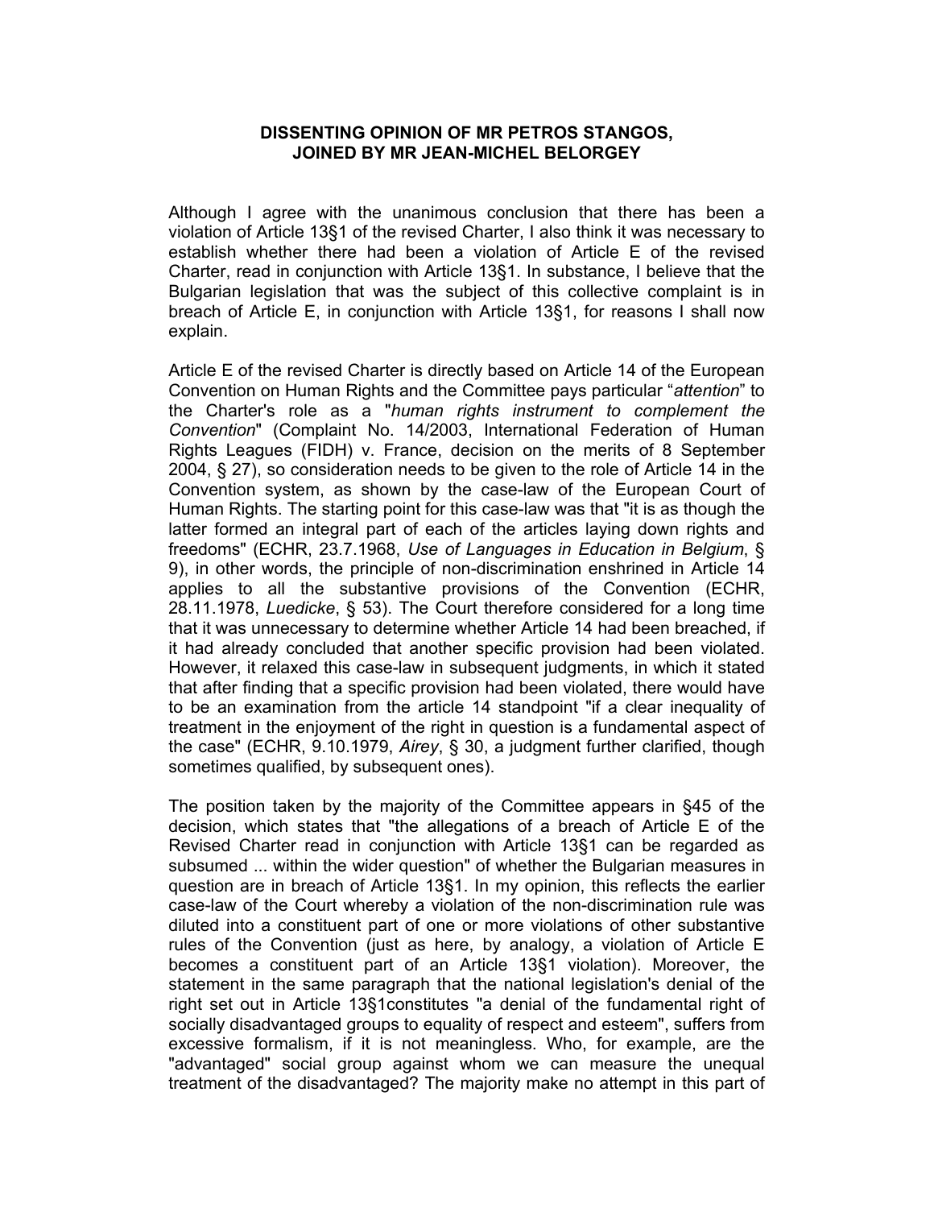**DISSENTING OPINION OF MR PETROS STANGOS, JOINED BY MR JEAN-MICHEL BELORGEY**

Although I agree with the unanimous conclusion that there has been a violation of Article 13§1 of the revised Charter, I also think it was necessary to establish whether there had been a violation of Article E of the revised Charter, read in conjunction with Article 13§1. In substance, I believe that the Bulgarian legislation that was the subject of this collective complaint is in breach of Article E, in conjunction with Article 13§1, for reasons I shall now explain.

Article E of the revised Charter is directly based on Article 14 of the European Convention on Human Rights and the Committee pays particular "*attention*" to the Charter's role as a "*human rights instrument to complement the Convention*" (Complaint No. 14/2003, International Federation of Human Rights Leagues (FIDH) v. France, decision on the merits of 8 September 2004, § 27), so consideration needs to be given to the role of Article 14 in the Convention system, as shown by the case-law of the European Court of Human Rights. The starting point for this case-law was that "it is as though the latter formed an integral part of each of the articles laying down rights and freedoms" (ECHR, 23.7.1968, *Use of Languages in Education in Belgium*, § 9), in other words, the principle of non-discrimination enshrined in Article 14 applies to all the substantive provisions of the Convention (ECHR, 28.11.1978, *Luedicke*, § 53). The Court therefore considered for a long time that it was unnecessary to determine whether Article 14 had been breached, if it had already concluded that another specific provision had been violated. However, it relaxed this case-law in subsequent judgments, in which it stated that after finding that a specific provision had been violated, there would have to be an examination from the article 14 standpoint "if a clear inequality of treatment in the enjoyment of the right in question is a fundamental aspect of the case" (ECHR, 9.10.1979, *Airey*, § 30, a judgment further clarified, though sometimes qualified, by subsequent ones).

The position taken by the majority of the Committee appears in §45 of the decision, which states that "the allegations of a breach of Article E of the Revised Charter read in conjunction with Article 13§1 can be regarded as subsumed ... within the wider question" of whether the Bulgarian measures in question are in breach of Article 13§1. In my opinion, this reflects the earlier case-law of the Court whereby a violation of the non-discrimination rule was diluted into a constituent part of one or more violations of other substantive rules of the Convention (just as here, by analogy, a violation of Article E becomes a constituent part of an Article 13§1 violation). Moreover, the statement in the same paragraph that the national legislation's denial of the right set out in Article 13§1constitutes "a denial of the fundamental right of socially disadvantaged groups to equality of respect and esteem", suffers from excessive formalism, if it is not meaningless. Who, for example, are the "advantaged" social group against whom we can measure the unequal treatment of the disadvantaged? The majority make no attempt in this part of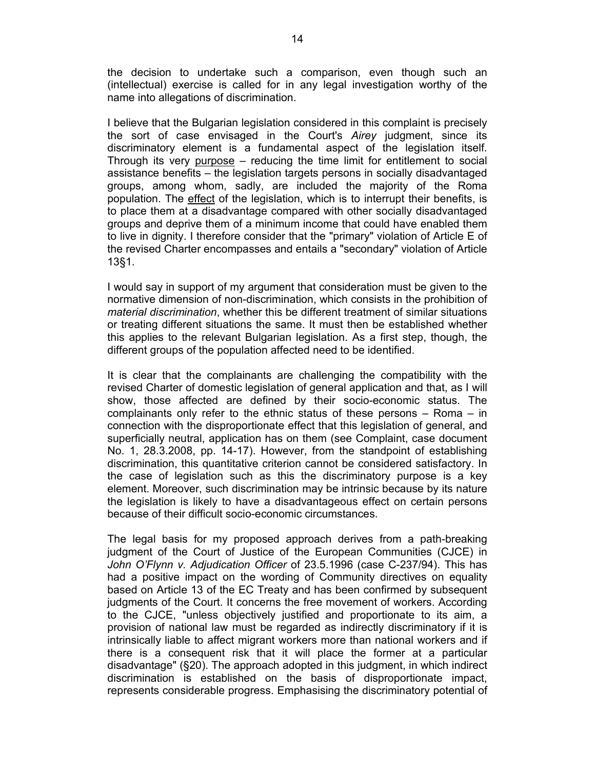the decision to undertake such a comparison, even though such an (intellectual) exercise is called for in any legal investigation worthy of the name into allegations of discrimination.

I believe that the Bulgarian legislation considered in this complaint is precisely the sort of case envisaged in the Court's *Airey* judgment, since its discriminatory element is a fundamental aspect of the legislation itself. Through its very purpose – reducing the time limit for entitlement to social assistance benefits – the legislation targets persons in socially disadvantaged groups, among whom, sadly, are included the majority of the Roma population. The effect of the legislation, which is to interrupt their benefits, is to place them at a disadvantage compared with other socially disadvantaged groups and deprive them of a minimum income that could have enabled them to live in dignity. I therefore consider that the "primary" violation of Article E of the revised Charter encompasses and entails a "secondary" violation of Article 13§1.

I would say in support of my argument that consideration must be given to the normative dimension of non-discrimination, which consists in the prohibition of *material discrimination*, whether this be different treatment of similar situations or treating different situations the same. It must then be established whether this applies to the relevant Bulgarian legislation. As a first step, though, the different groups of the population affected need to be identified.

It is clear that the complainants are challenging the compatibility with the revised Charter of domestic legislation of general application and that, as I will show, those affected are defined by their socio-economic status. The complainants only refer to the ethnic status of these persons – Roma – in connection with the disproportionate effect that this legislation of general, and superficially neutral, application has on them (see Complaint, case document No. 1, 28.3.2008, pp. 14-17). However, from the standpoint of establishing discrimination, this quantitative criterion cannot be considered satisfactory. In the case of legislation such as this the discriminatory purpose is a key element. Moreover, such discrimination may be intrinsic because by its nature the legislation is likely to have a disadvantageous effect on certain persons because of their difficult socio-economic circumstances.

The legal basis for my proposed approach derives from a path-breaking judgment of the Court of Justice of the European Communities (CJCE) in *John O'Flynn v. Adjudication Officer* of 23.5.1996 (case C-237/94). This has had a positive impact on the wording of Community directives on equality based on Article 13 of the EC Treaty and has been confirmed by subsequent judgments of the Court. It concerns the free movement of workers. According to the CJCE, "unless objectively justified and proportionate to its aim, a provision of national law must be regarded as indirectly discriminatory if it is intrinsically liable to affect migrant workers more than national workers and if there is a consequent risk that it will place the former at a particular disadvantage" (§20). The approach adopted in this judgment, in which indirect discrimination is established on the basis of disproportionate impact, represents considerable progress. Emphasising the discriminatory potential of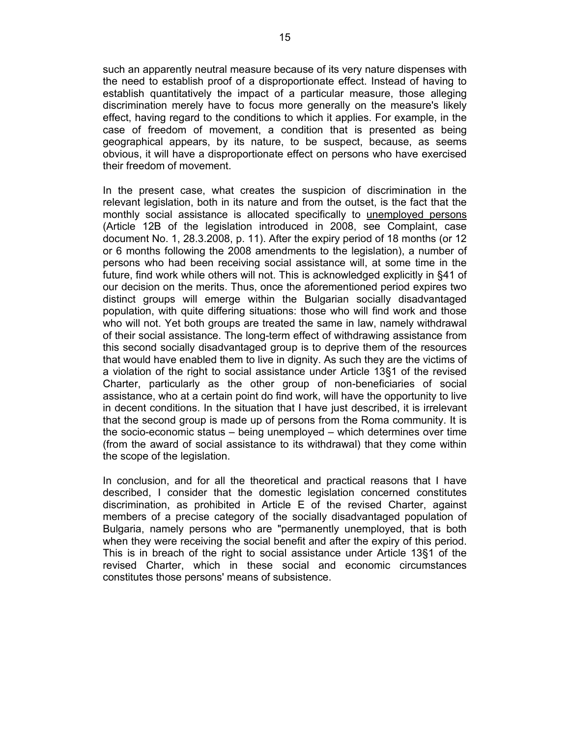such an apparently neutral measure because of its very nature dispenses with the need to establish proof of a disproportionate effect. Instead of having to establish quantitatively the impact of a particular measure, those alleging discrimination merely have to focus more generally on the measure's likely effect, having regard to the conditions to which it applies. For example, in the case of freedom of movement, a condition that is presented as being geographical appears, by its nature, to be suspect, because, as seems obvious, it will have a disproportionate effect on persons who have exercised their freedom of movement.

In the present case, what creates the suspicion of discrimination in the relevant legislation, both in its nature and from the outset, is the fact that the monthly social assistance is allocated specifically to <u>unemployed persons</u> (Article 12B of the legislation introduced in 2008, see Complaint, case document No. 1, 28.3.2008, p. 11). After the expiry period of 18 months (or 12 or 6 months following the 2008 amendments to the legislation), a number of persons who had been receiving social assistance will, at some time in the future, find work while others will not. This is acknowledged explicitly in §41 of our decision on the merits. Thus, once the aforementioned period expires two distinct groups will emerge within the Bulgarian socially disadvantaged population, with quite differing situations: those who will find work and those who will not. Yet both groups are treated the same in law, namely withdrawal of their social assistance. The long-term effect of withdrawing assistance from this second socially disadvantaged group is to deprive them of the resources that would have enabled them to live in dignity. As such they are the victims of a violation of the right to social assistance under Article 13§1 of the revised Charter, particularly as the other group of non-beneficiaries of social assistance, who at a certain point do find work, will have the opportunity to live in decent conditions. In the situation that I have just described, it is irrelevant that the second group is made up of persons from the Roma community. It is the socio-economic status – being unemployed – which determines over time (from the award of social assistance to its withdrawal) that they come within the scope of the legislation.

In conclusion, and for all the theoretical and practical reasons that I have described, I consider that the domestic legislation concerned constitutes discrimination, as prohibited in Article E of the revised Charter, against members of a precise category of the socially disadvantaged population of Bulgaria, namely persons who are "permanently unemployed, that is both when they were receiving the social benefit and after the expiry of this period. This is in breach of the right to social assistance under Article 13§1 of the revised Charter, which in these social and economic circumstances constitutes those persons' means of subsistence.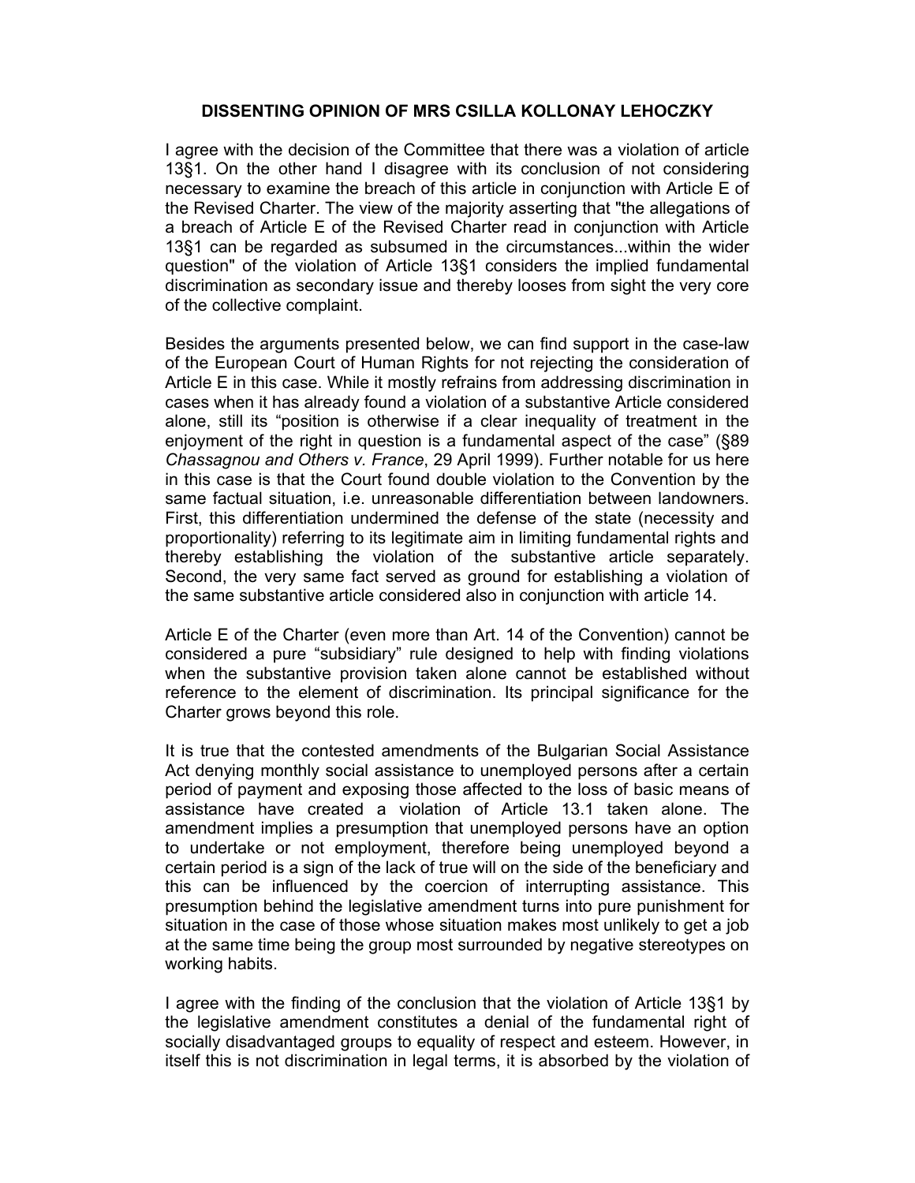## DISSENTING OPINION OF MRS CSILLA KOLLONAY LEHOCZKY

I agree with the decision of the Committee that there was a violation of article 13§1. On the other hand I disagree with its conclusion of not considering necessary to examine the breach of this article in conjunction with Article E of the Revised Charter. The view of the majority asserting that "the allegations of a breach of Article E of the Revised Charter read in conjunction with Article 13§1 can be regarded as subsumed in the circumstances...within the wider question" of the violation of Article 13§1 considers the implied fundamental discrimination as secondary issue and thereby looses from sight the very core of the collective complaint.

Besides the arguments presented below, we can find support in the case-law of the European Court of Human Rights for not rejecting the consideration of Article E in this case. While it mostly refrains from addressing discrimination in cases when it has already found a violation of a substantive Article considered alone, still its "position is otherwise if a clear inequality of treatment in the enjoyment of the right in question is a fundamental aspect of the case" (§89 *Chassagnou and Others v. France*, 29 April 1999). Further notable for us here in this case is that the Court found double violation to the Convention by the same factual situation, i.e. unreasonable differentiation between landowners. First, this differentiation undermined the defense of the state (necessity and proportionality) referring to its legitimate aim in limiting fundamental rights and thereby establishing the violation of the substantive article separately. Second, the very same fact served as ground for establishing a violation of the same substantive article considered also in conjunction with article 14.

Article E of the Charter (even more than Art. 14 of the Convention) cannot be considered a pure "subsidiary" rule designed to help with finding violations when the substantive provision taken alone cannot be established without reference to the element of discrimination. Its principal significance for the Charter grows beyond this role.

It is true that the contested amendments of the Bulgarian Social Assistance Act denying monthly social assistance to unemployed persons after a certain period of payment and exposing those affected to the loss of basic means of assistance have created a violation of Article 13.1 taken alone. The amendment implies a presumption that unemployed persons have an option to undertake or not employment, therefore being unemployed beyond a certain period is a sign of the lack of true will on the side of the beneficiary and this can be influenced by the coercion of interrupting assistance. This presumption behind the legislative amendment turns into pure punishment for situation in the case of those whose situation makes most unlikely to get a job at the same time being the group most surrounded by negative stereotypes on working habits.

I agree with the finding of the conclusion that the violation of Article 13§1 by the legislative amendment constitutes a denial of the fundamental right of socially disadvantaged groups to equality of respect and esteem. However, in itself this is not discrimination in legal terms, it is absorbed by the violation of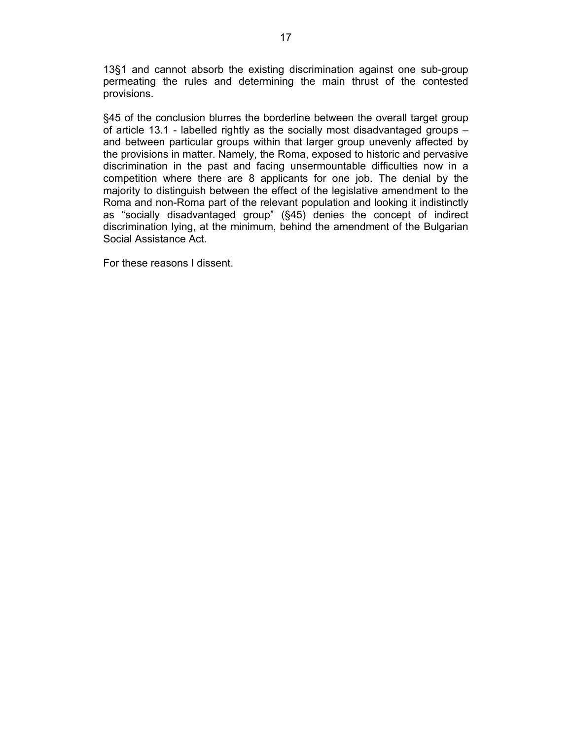13§1 and cannot absorb the existing discrimination against one sub-group permeating the rules and determining the main thrust of the contested provisions.

§45 of the conclusion blurres the borderline between the overall target group of article 13.1 - labelled rightly as the socially most disadvantaged groups – and between particular groups within that larger group unevenly affected by the provisions in matter. Namely, the Roma, exposed to historic and pervasive discrimination in the past and facing unsermountable difficulties now in a competition where there are 8 applicants for one job. The denial by the majority to distinguish between the effect of the legislative amendment to the Roma and non-Roma part of the relevant population and looking it indistinctly as "socially disadvantaged group" (§45) denies the concept of indirect discrimination lying, at the minimum, behind the amendment of the Bulgarian Social Assistance Act.

For these reasons I dissent.